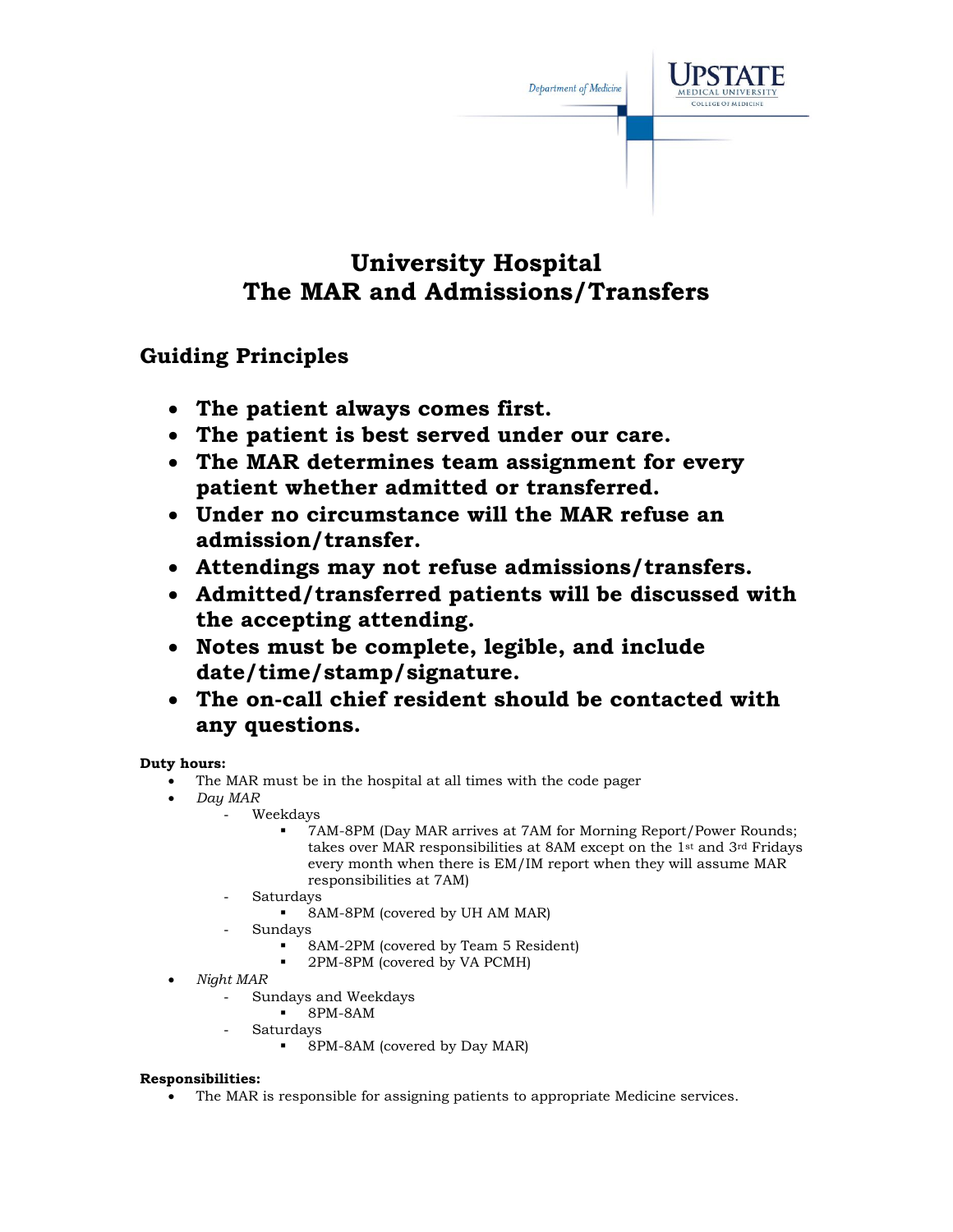Department of Medicine

UPSTATE MEDICAL UNIVERSITY
COLLEGE OF MEDICINE

# University Hospital
# The MAR and Admissions/Transfers

## Guiding Principles

- **The patient always comes first.**
- **The patient is best served under our care.**
- **The MAR determines team assignment for every patient whether admitted or transferred.**
- **Under no circumstance will the MAR refuse an admission/transfer.**
- **Attendings may not refuse admissions/transfers.**
- **Admitted/transferred patients will be discussed with the accepting attending.**
- **Notes must be complete, legible, and include date/time/stamp/signature.**
- **The on-call chief resident should be contacted with any questions.**

**Duty hours:**

- The MAR must be in the hospital at all times with the code pager
- *Day MAR*
  - Weekdays
    - 7AM-8PM (Day MAR arrives at 7AM for Morning Report/Power Rounds; takes over MAR responsibilities at 8AM except on the 1st and 3rd Fridays every month when there is EM/IM report when they will assume MAR responsibilities at 7AM)
  - Saturdays
    - 8AM-8PM (covered by UH AM MAR)
  - Sundays
    - 8AM-2PM (covered by Team 5 Resident)
    - 2PM-8PM (covered by VA PCMH)
- *Night MAR*
  - Sundays and Weekdays
    - 8PM-8AM
  - Saturdays
    - 8PM-8AM (covered by Day MAR)

**Responsibilities:**

- The MAR is responsible for assigning patients to appropriate Medicine services.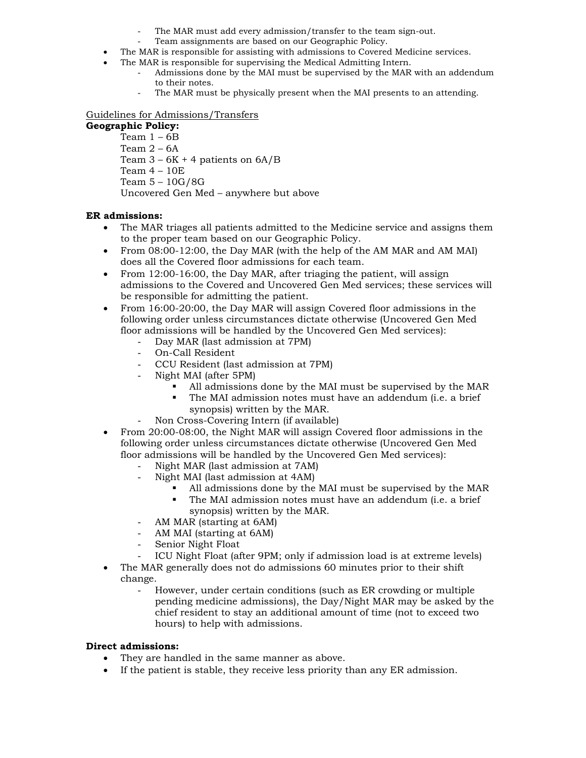- The MAR must add every admission/transfer to the team sign-out.
    - Team assignments are based on our Geographic Policy.
- The MAR is responsible for assisting with admissions to Covered Medicine services.
- The MAR is responsible for supervising the Medical Admitting Intern.
    - Admissions done by the MAI must be supervised by the MAR with an addendum to their notes.
    - The MAR must be physically present when the MAI presents to an attending.

<u>Guidelines for Admissions/Transfers</u>

**Geographic Policy:**

Team 1 – 6B
Team 2 – 6A
Team 3 – 6K + 4 patients on 6A/B
Team 4 – 10E
Team 5 – 10G/8G
Uncovered Gen Med – anywhere but above

**ER admissions:**

- The MAR triages all patients admitted to the Medicine service and assigns them to the proper team based on our Geographic Policy.
- From 08:00-12:00, the Day MAR (with the help of the AM MAR and AM MAI) does all the Covered floor admissions for each team.
- From 12:00-16:00, the Day MAR, after triaging the patient, will assign admissions to the Covered and Uncovered Gen Med services; these services will be responsible for admitting the patient.
- From 16:00-20:00, the Day MAR will assign Covered floor admissions in the following order unless circumstances dictate otherwise (Uncovered Gen Med floor admissions will be handled by the Uncovered Gen Med services):
    - Day MAR (last admission at 7PM)
    - On-Call Resident
    - CCU Resident (last admission at 7PM)
    - Night MAI (after 5PM)
        - All admissions done by the MAI must be supervised by the MAR
        - The MAI admission notes must have an addendum (i.e. a brief synopsis) written by the MAR.
    - Non Cross-Covering Intern (if available)
- From 20:00-08:00, the Night MAR will assign Covered floor admissions in the following order unless circumstances dictate otherwise (Uncovered Gen Med floor admissions will be handled by the Uncovered Gen Med services):
    - Night MAR (last admission at 7AM)
    - Night MAI (last admission at 4AM)
        - All admissions done by the MAI must be supervised by the MAR
        - The MAI admission notes must have an addendum (i.e. a brief synopsis) written by the MAR.
    - AM MAR (starting at 6AM)
    - AM MAI (starting at 6AM)
    - Senior Night Float
    - ICU Night Float (after 9PM; only if admission load is at extreme levels)
- The MAR generally does not do admissions 60 minutes prior to their shift change.
    - However, under certain conditions (such as ER crowding or multiple pending medicine admissions), the Day/Night MAR may be asked by the chief resident to stay an additional amount of time (not to exceed two hours) to help with admissions.

**Direct admissions:**

- They are handled in the same manner as above.
- If the patient is stable, they receive less priority than any ER admission.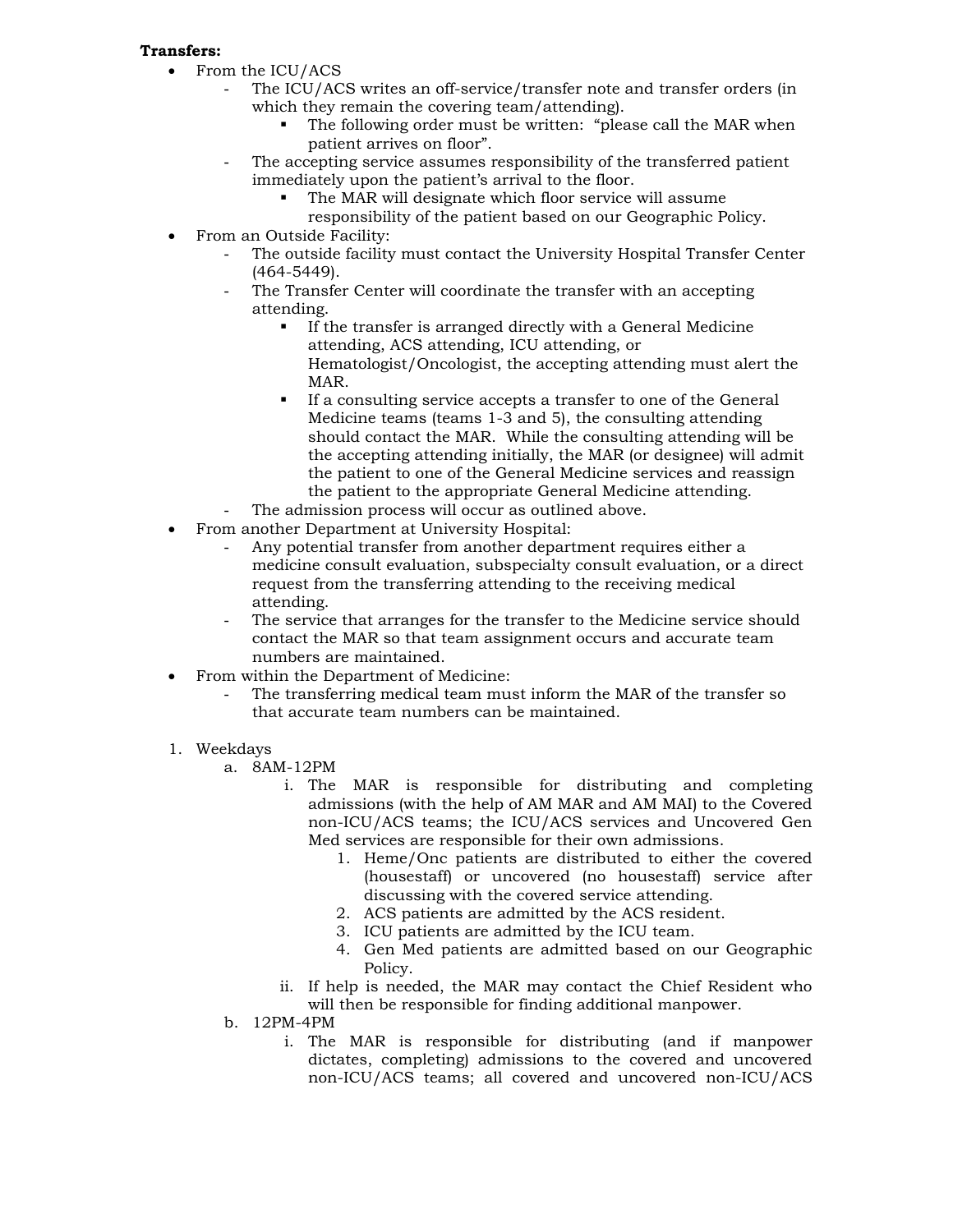**Transfers:**

- From the ICU/ACS
  - The ICU/ACS writes an off-service/transfer note and transfer orders (in which they remain the covering team/attending).
    - The following order must be written: "please call the MAR when patient arrives on floor".
  - The accepting service assumes responsibility of the transferred patient immediately upon the patient's arrival to the floor.
    - The MAR will designate which floor service will assume responsibility of the patient based on our Geographic Policy.
- From an Outside Facility:
  - The outside facility must contact the University Hospital Transfer Center (464-5449).
  - The Transfer Center will coordinate the transfer with an accepting attending.
    - If the transfer is arranged directly with a General Medicine attending, ACS attending, ICU attending, or Hematologist/Oncologist, the accepting attending must alert the MAR.
    - If a consulting service accepts a transfer to one of the General Medicine teams (teams 1-3 and 5), the consulting attending should contact the MAR. While the consulting attending will be the accepting attending initially, the MAR (or designee) will admit the patient to one of the General Medicine services and reassign the patient to the appropriate General Medicine attending.
  - The admission process will occur as outlined above.
- From another Department at University Hospital:
  - Any potential transfer from another department requires either a medicine consult evaluation, subspecialty consult evaluation, or a direct request from the transferring attending to the receiving medical attending.
  - The service that arranges for the transfer to the Medicine service should contact the MAR so that team assignment occurs and accurate team numbers are maintained.
- From within the Department of Medicine:
  - The transferring medical team must inform the MAR of the transfer so that accurate team numbers can be maintained.

1. Weekdays
   a. 8AM-12PM
      i. The MAR is responsible for distributing and completing admissions (with the help of AM MAR and AM MAI) to the Covered non-ICU/ACS teams; the ICU/ACS services and Uncovered Gen Med services are responsible for their own admissions.
         1. Heme/Onc patients are distributed to either the covered (housestaff) or uncovered (no housestaff) service after discussing with the covered service attending.
         2. ACS patients are admitted by the ACS resident.
         3. ICU patients are admitted by the ICU team.
         4. Gen Med patients are admitted based on our Geographic Policy.
      ii. If help is needed, the MAR may contact the Chief Resident who will then be responsible for finding additional manpower.
   b. 12PM-4PM
      i. The MAR is responsible for distributing (and if manpower dictates, completing) admissions to the covered and uncovered non-ICU/ACS teams; all covered and uncovered non-ICU/ACS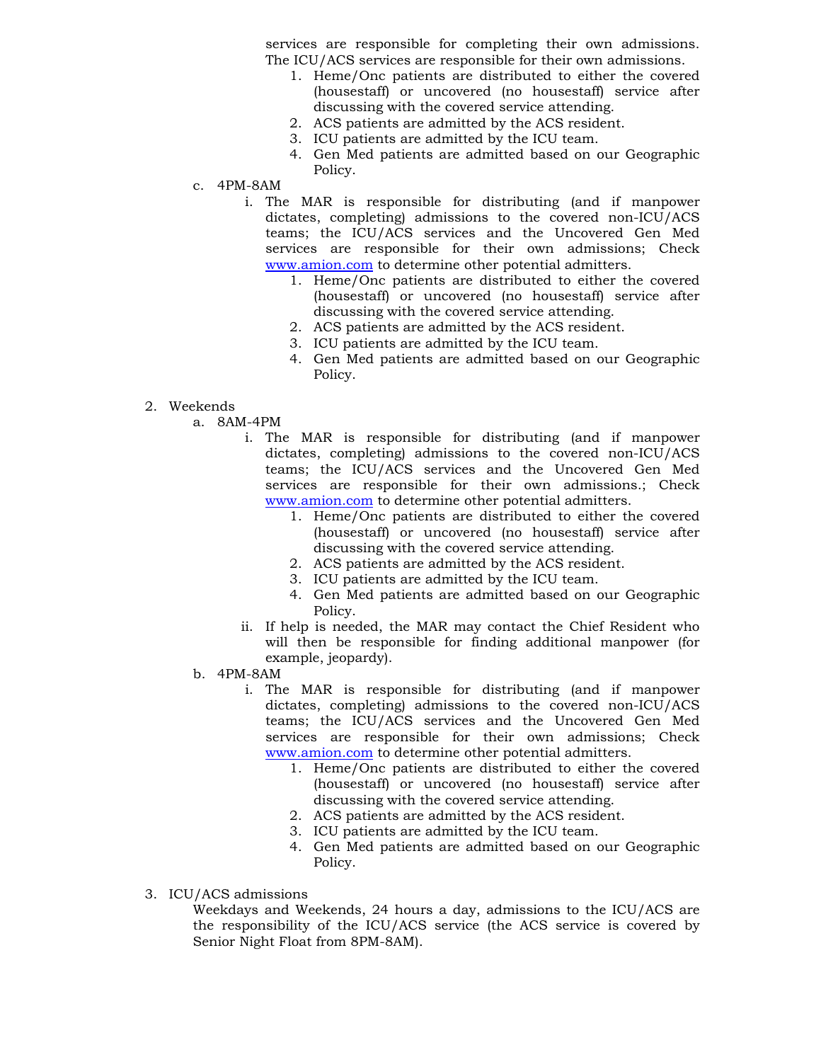services are responsible for completing their own admissions. The ICU/ACS services are responsible for their own admissions.

1. Heme/Onc patients are distributed to either the covered (housestaff) or uncovered (no housestaff) service after discussing with the covered service attending.
2. ACS patients are admitted by the ACS resident.
3. ICU patients are admitted by the ICU team.
4. Gen Med patients are admitted based on our Geographic Policy.

c. 4PM-8AM

i. The MAR is responsible for distributing (and if manpower dictates, completing) admissions to the covered non-ICU/ACS teams; the ICU/ACS services and the Uncovered Gen Med services are responsible for their own admissions; Check [www.amion.com](http://www.amion.com) to determine other potential admitters.

1. Heme/Onc patients are distributed to either the covered (housestaff) or uncovered (no housestaff) service after discussing with the covered service attending.
2. ACS patients are admitted by the ACS resident.
3. ICU patients are admitted by the ICU team.
4. Gen Med patients are admitted based on our Geographic Policy.

2. Weekends

a. 8AM-4PM

i. The MAR is responsible for distributing (and if manpower dictates, completing) admissions to the covered non-ICU/ACS teams; the ICU/ACS services and the Uncovered Gen Med services are responsible for their own admissions.; Check [www.amion.com](http://www.amion.com) to determine other potential admitters.

1. Heme/Onc patients are distributed to either the covered (housestaff) or uncovered (no housestaff) service after discussing with the covered service attending.
2. ACS patients are admitted by the ACS resident.
3. ICU patients are admitted by the ICU team.
4. Gen Med patients are admitted based on our Geographic Policy.

ii. If help is needed, the MAR may contact the Chief Resident who will then be responsible for finding additional manpower (for example, jeopardy).

b. 4PM-8AM

i. The MAR is responsible for distributing (and if manpower dictates, completing) admissions to the covered non-ICU/ACS teams; the ICU/ACS services and the Uncovered Gen Med services are responsible for their own admissions; Check [www.amion.com](http://www.amion.com) to determine other potential admitters.

1. Heme/Onc patients are distributed to either the covered (housestaff) or uncovered (no housestaff) service after discussing with the covered service attending.
2. ACS patients are admitted by the ACS resident.
3. ICU patients are admitted by the ICU team.
4. Gen Med patients are admitted based on our Geographic Policy.

3. ICU/ACS admissions

Weekdays and Weekends, 24 hours a day, admissions to the ICU/ACS are the responsibility of the ICU/ACS service (the ACS service is covered by Senior Night Float from 8PM-8AM).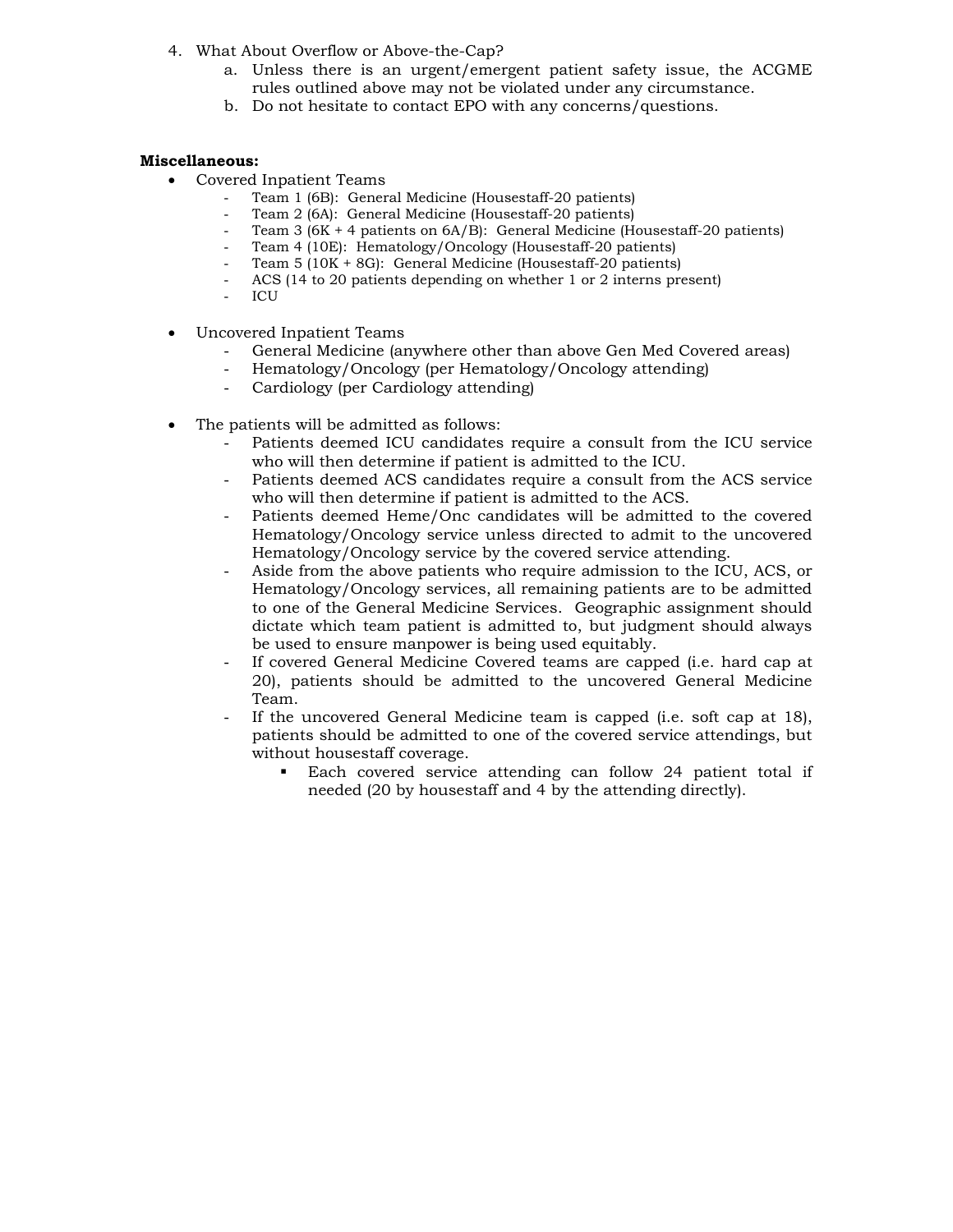4. What About Overflow or Above-the-Cap?
    a. Unless there is an urgent/emergent patient safety issue, the ACGME rules outlined above may not be violated under any circumstance.
    b. Do not hesitate to contact EPO with any concerns/questions.

**Miscellaneous:**

- Covered Inpatient Teams
    - Team 1 (6B): General Medicine (Housestaff-20 patients)
    - Team 2 (6A): General Medicine (Housestaff-20 patients)
    - Team 3 (6K + 4 patients on 6A/B): General Medicine (Housestaff-20 patients)
    - Team 4 (10E): Hematology/Oncology (Housestaff-20 patients)
    - Team 5 (10K + 8G): General Medicine (Housestaff-20 patients)
    - ACS (14 to 20 patients depending on whether 1 or 2 interns present)
    - ICU

- Uncovered Inpatient Teams
    - General Medicine (anywhere other than above Gen Med Covered areas)
    - Hematology/Oncology (per Hematology/Oncology attending)
    - Cardiology (per Cardiology attending)

- The patients will be admitted as follows:
    - Patients deemed ICU candidates require a consult from the ICU service who will then determine if patient is admitted to the ICU.
    - Patients deemed ACS candidates require a consult from the ACS service who will then determine if patient is admitted to the ACS.
    - Patients deemed Heme/Onc candidates will be admitted to the covered Hematology/Oncology service unless directed to admit to the uncovered Hematology/Oncology service by the covered service attending.
    - Aside from the above patients who require admission to the ICU, ACS, or Hematology/Oncology services, all remaining patients are to be admitted to one of the General Medicine Services. Geographic assignment should dictate which team patient is admitted to, but judgment should always be used to ensure manpower is being used equitably.
    - If covered General Medicine Covered teams are capped (i.e. hard cap at 20), patients should be admitted to the uncovered General Medicine Team.
    - If the uncovered General Medicine team is capped (i.e. soft cap at 18), patients should be admitted to one of the covered service attendings, but without housestaff coverage.
        - Each covered service attending can follow 24 patient total if needed (20 by housestaff and 4 by the attending directly).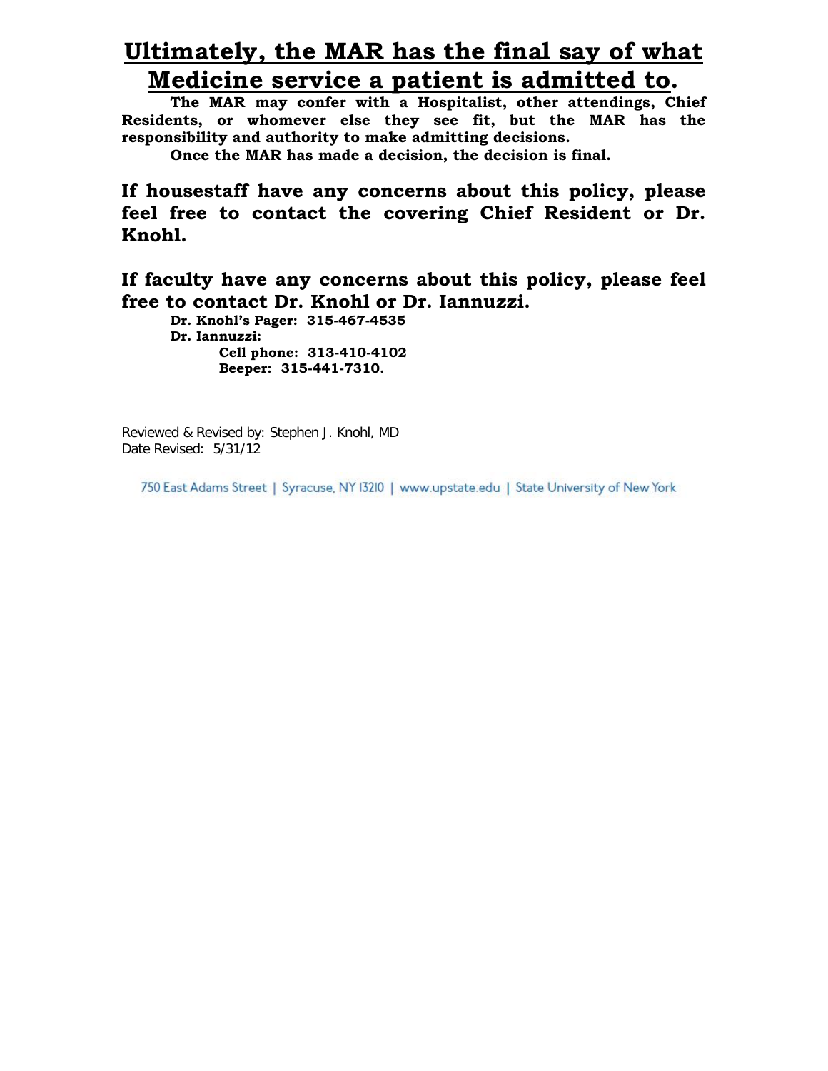## **<u>Ultimately, the MAR has the final say of what Medicine service a patient is admitted to</u>.**

**The MAR may confer with a Hospitalist, other attendings, Chief Residents, or whomever else they see fit, but the MAR has the responsibility and authority to make admitting decisions.**

**Once the MAR has made a decision, the decision is final.**

**If housestaff have any concerns about this policy, please feel free to contact the covering Chief Resident or Dr. Knohl.**

**If faculty have any concerns about this policy, please feel free to contact Dr. Knohl or Dr. Iannuzzi.**

**Dr. Knohl's Pager: 315-467-4535**
**Dr. Iannuzzi:**
**Cell phone: 313-410-4102**
**Beeper: 315-441-7310.**

Reviewed & Revised by: Stephen J. Knohl, MD
Date Revised: 5/31/12

750 East Adams Street | Syracuse, NY 13210 | www.upstate.edu | State University of New York